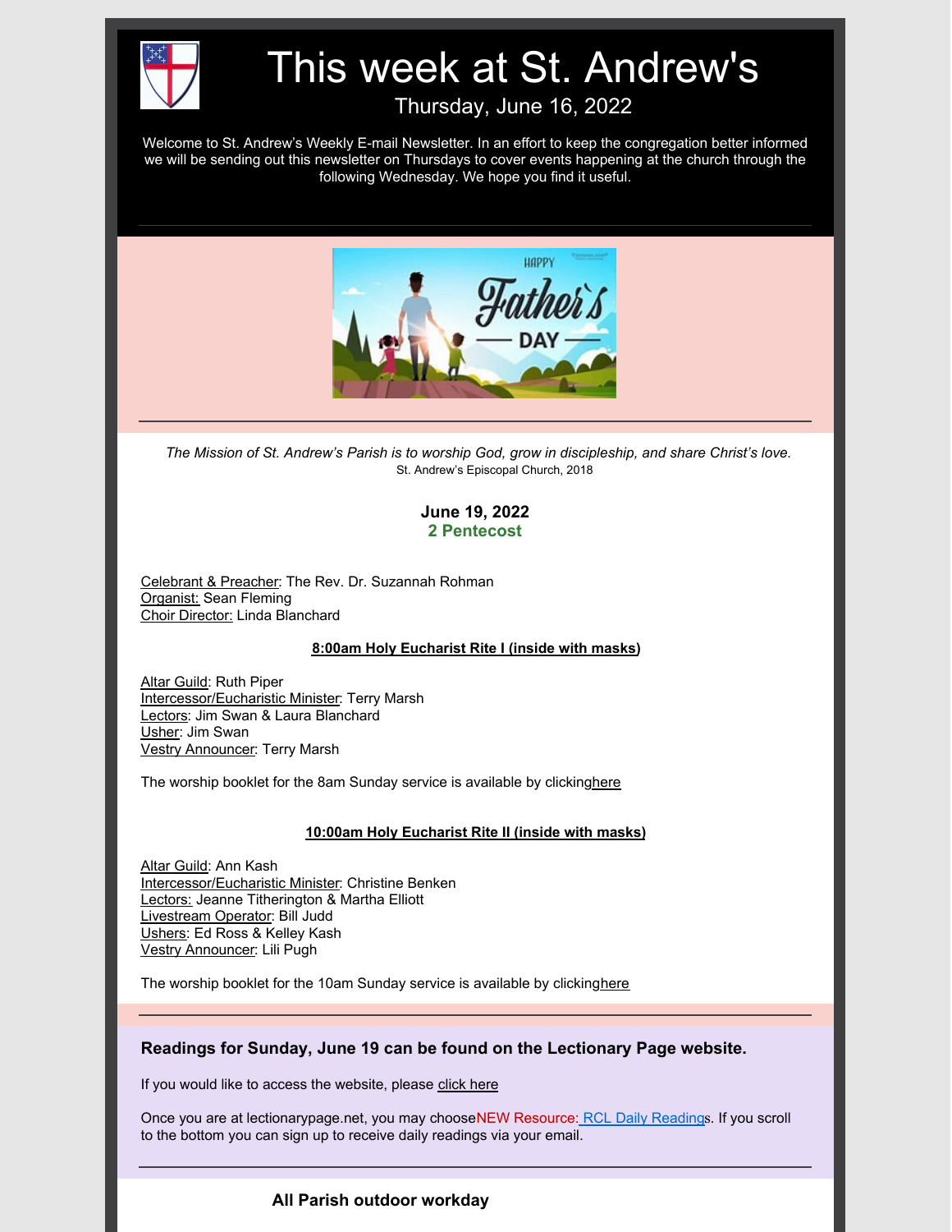# This week at St. Andrew's

Thursday, June 16, 2022

Welcome to St. Andrew's Weekly E-mail Newsletter. In an effort to keep the congregation better informed we will be sending out this newsletter on Thursdays to cover events happening at the church through the following Wednesday. We hope you find it useful.

---

*The Mission of St. Andrew's Parish is to worship God, grow in discipleship, and share Christ's love.*
St. Andrew's Episcopal Church, 2018

**June 19, 2022**
**2 Pentecost**

Celebrant & Preacher: The Rev. Dr. Suzannah Rohman
Organist: Sean Fleming
Choir Director: Linda Blanchard

**8:00am Holy Eucharist Rite I (inside with masks)**

Altar Guild: Ruth Piper
Intercessor/Eucharistic Minister: Terry Marsh
Lectors: Jim Swan & Laura Blanchard
Usher: Jim Swan
Vestry Announcer: Terry Marsh

The worship booklet for the 8am Sunday service is available by clickinghere

**10:00am Holy Eucharist Rite II (inside with masks)**

Altar Guild: Ann Kash
Intercessor/Eucharistic Minister: Christine Benken
Lectors: Jeanne Titherington & Martha Elliott
Livestream Operator: Bill Judd
Ushers: Ed Ross & Kelley Kash
Vestry Announcer: Lili Pugh

The worship booklet for the 10am Sunday service is available by clickinghere

---

**Readings for Sunday, June 19 can be found on the Lectionary Page website.**

If you would like to access the website, please click here

Once you are at lectionarypage.net, you may chooseNEW Resource: RCL Daily Readings. If you scroll to the bottom you can sign up to receive daily readings via your email.

---

**All Parish outdoor workday**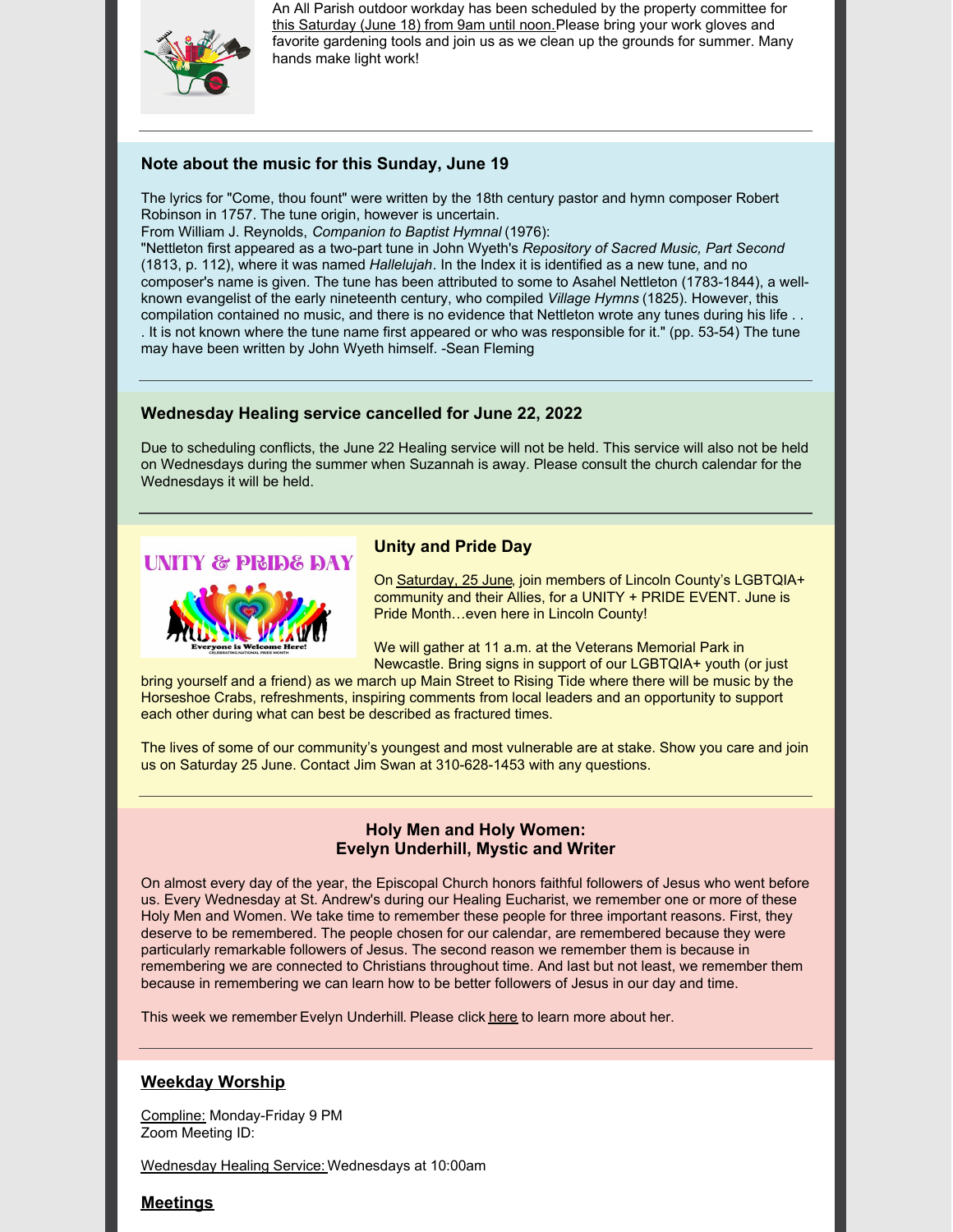An All Parish outdoor workday has been scheduled by the property committee for this Saturday (June 18) from 9am until noon. Please bring your work gloves and favorite gardening tools and join us as we clean up the grounds for summer. Many hands make light work!

---

### Note about the music for this Sunday, June 19

The lyrics for "Come, thou fount" were written by the 18th century pastor and hymn composer Robert Robinson in 1757. The tune origin, however is uncertain.
From William J. Reynolds, *Companion to Baptist Hymnal* (1976):
"Nettleton first appeared as a two-part tune in John Wyeth's *Repository of Sacred Music, Part Second* (1813, p. 112), where it was named *Hallelujah*. In the Index it is identified as a new tune, and no composer's name is given. The tune has been attributed to some to Asahel Nettleton (1783-1844), a well-known evangelist of the early nineteenth century, who compiled *Village Hymns* (1825). However, this compilation contained no music, and there is no evidence that Nettleton wrote any tunes during his life . . . It is not known where the tune name first appeared or who was responsible for it." (pp. 53-54) The tune may have been written by John Wyeth himself. -Sean Fleming

---

### Wednesday Healing service cancelled for June 22, 2022

Due to scheduling conflicts, the June 22 Healing service will not be held. This service will also not be held on Wednesdays during the summer when Suzannah is away. Please consult the church calendar for the Wednesdays it will be held.

---

### Unity and Pride Day

On Saturday, 25 June, join members of Lincoln County's LGBTQIA+ community and their Allies, for a UNITY + PRIDE EVENT. June is Pride Month…even here in Lincoln County!

We will gather at 11 a.m. at the Veterans Memorial Park in Newcastle. Bring signs in support of our LGBTQIA+ youth (or just bring yourself and a friend) as we march up Main Street to Rising Tide where there will be music by the Horseshoe Crabs, refreshments, inspiring comments from local leaders and an opportunity to support each other during what can best be described as fractured times.

The lives of some of our community's youngest and most vulnerable are at stake. Show you care and join us on Saturday 25 June. Contact Jim Swan at 310-628-1453 with any questions.

---

### Holy Men and Holy Women:
### Evelyn Underhill, Mystic and Writer

On almost every day of the year, the Episcopal Church honors faithful followers of Jesus who went before us. Every Wednesday at St. Andrew's during our Healing Eucharist, we remember one or more of these Holy Men and Women. We take time to remember these people for three important reasons. First, they deserve to be remembered. The people chosen for our calendar, are remembered because they were particularly remarkable followers of Jesus. The second reason we remember them is because in remembering we are connected to Christians throughout time. And last but not least, we remember them because in remembering we can learn how to be better followers of Jesus in our day and time.

This week we remember Evelyn Underhill. Please click here to learn more about her.

---

## Weekday Worship

Compline: Monday-Friday 9 PM
Zoom Meeting ID:

Wednesday Healing Service: Wednesdays at 10:00am

## Meetings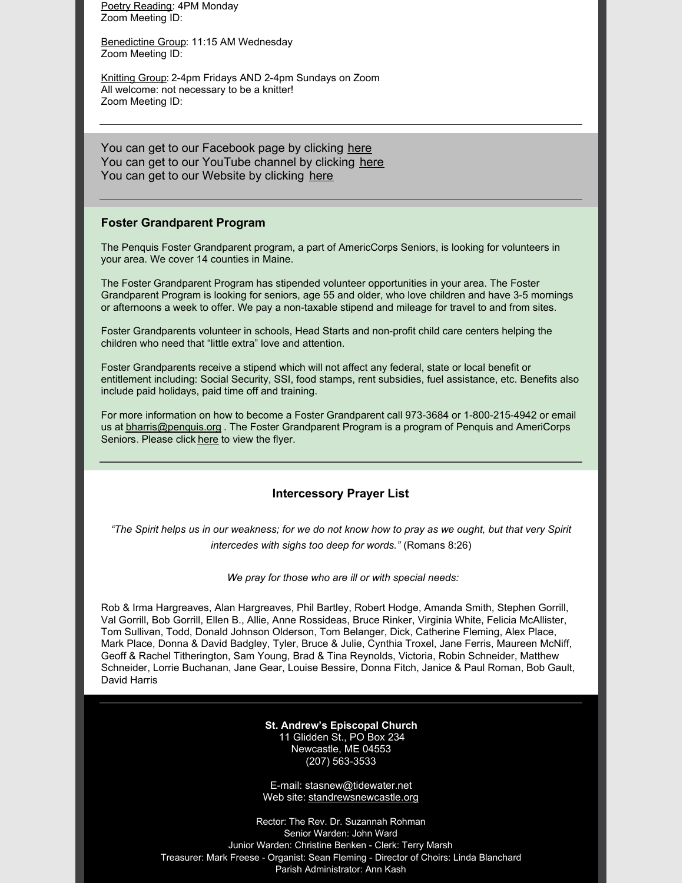Poetry Reading: 4PM Monday
Zoom Meeting ID:

Benedictine Group: 11:15 AM Wednesday
Zoom Meeting ID:

Knitting Group: 2-4pm Fridays AND 2-4pm Sundays on Zoom
All welcome: not necessary to be a knitter!
Zoom Meeting ID:

---

You can get to our Facebook page by clicking here
You can get to our YouTube channel by clicking here
You can get to our Website by clicking here

---

### Foster Grandparent Program

The Penquis Foster Grandparent program, a part of AmericCorps Seniors, is looking for volunteers in your area. We cover 14 counties in Maine.

The Foster Grandparent Program has stipended volunteer opportunities in your area. The Foster Grandparent Program is looking for seniors, age 55 and older, who love children and have 3-5 mornings or afternoons a week to offer. We pay a non-taxable stipend and mileage for travel to and from sites.

Foster Grandparents volunteer in schools, Head Starts and non-profit child care centers helping the children who need that "little extra" love and attention.

Foster Grandparents receive a stipend which will not affect any federal, state or local benefit or entitlement including: Social Security, SSI, food stamps, rent subsidies, fuel assistance, etc. Benefits also include paid holidays, paid time off and training.

For more information on how to become a Foster Grandparent call 973-3684 or 1-800-215-4942 or email us at bharris@penquis.org . The Foster Grandparent Program is a program of Penquis and AmeriCorps Seniors. Please click here to view the flyer.

---

### Intercessory Prayer List

*"The Spirit helps us in our weakness; for we do not know how to pray as we ought, but that very Spirit intercedes with sighs too deep for words."* (Romans 8:26)

*We pray for those who are ill or with special needs:*

Rob & Irma Hargreaves, Alan Hargreaves, Phil Bartley, Robert Hodge, Amanda Smith, Stephen Gorrill, Val Gorrill, Bob Gorrill, Ellen B., Allie, Anne Rossideas, Bruce Rinker, Virginia White, Felicia McAllister, Tom Sullivan, Todd, Donald Johnson Olderson, Tom Belanger, Dick, Catherine Fleming, Alex Place, Mark Place, Donna & David Badgley, Tyler, Bruce & Julie, Cynthia Troxel, Jane Ferris, Maureen McNiff, Geoff & Rachel Titherington, Sam Young, Brad & Tina Reynolds, Victoria, Robin Schneider, Matthew Schneider, Lorrie Buchanan, Jane Gear, Louise Bessire, Donna Fitch, Janice & Paul Roman, Bob Gault, David Harris

---

**St. Andrew's Episcopal Church**
11 Glidden St., PO Box 234
Newcastle, ME 04553
(207) 563-3533

E-mail: stasnew@tidewater.net
Web site: standrewsnewcastle.org

Rector: The Rev. Dr. Suzannah Rohman
Senior Warden: John Ward
Junior Warden: Christine Benken - Clerk: Terry Marsh
Treasurer: Mark Freese - Organist: Sean Fleming - Director of Choirs: Linda Blanchard
Parish Administrator: Ann Kash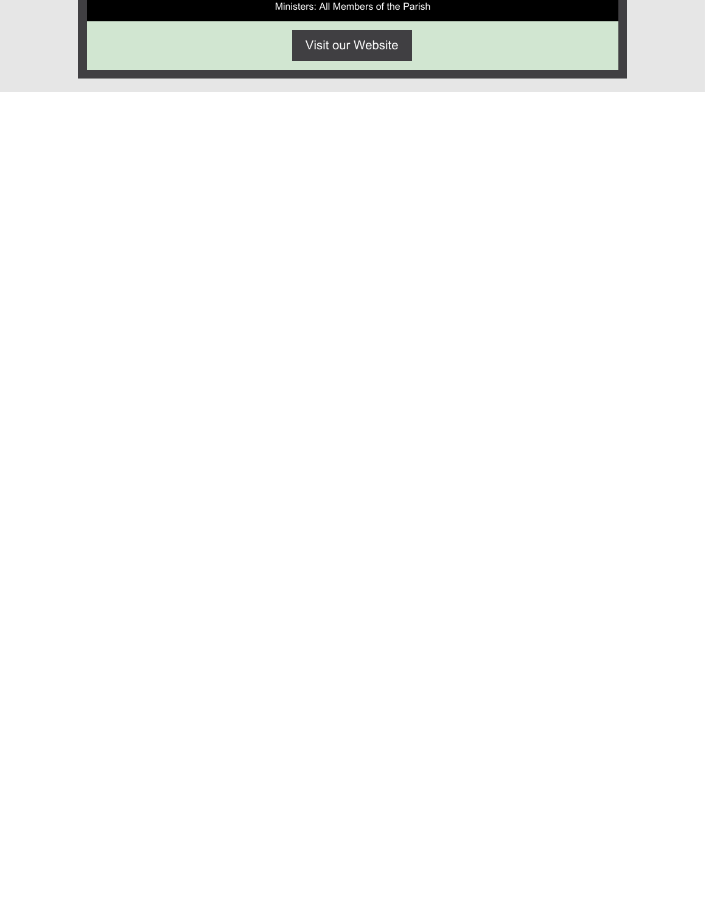Ministers: All Members of the Parish

Visit our Website